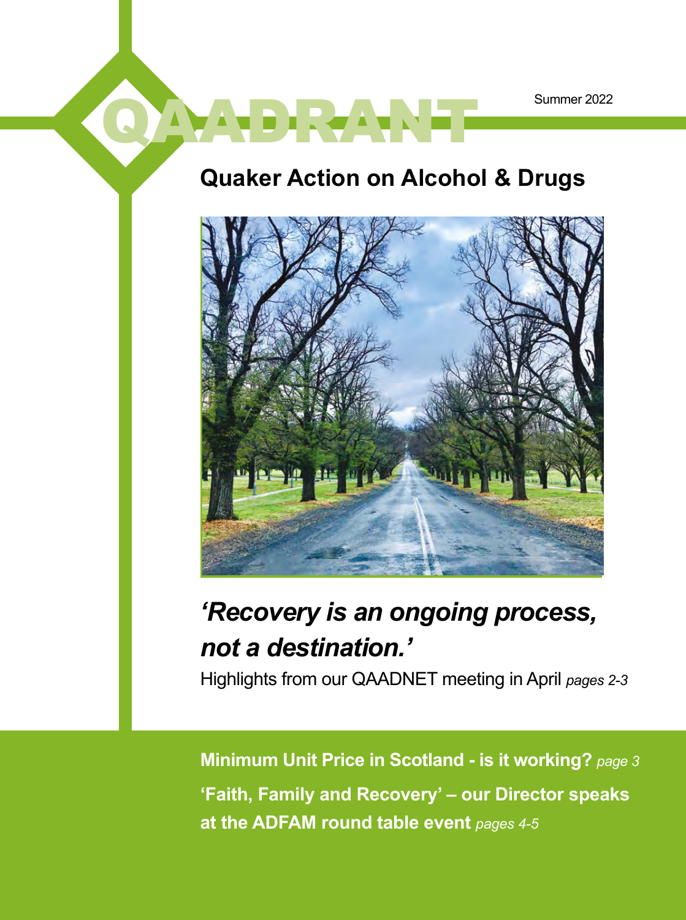# QAADRANT

Summer 2022

## Quaker Action on Alcohol & Drugs

## *‘Recovery is an ongoing process, not a destination.’*

Highlights from our QAADNET meeting in April *pages 2-3*

**Minimum Unit Price in Scotland - is it working?** *page 3*

**‘Faith, Family and Recovery’ – our Director speaks at the ADFAM round table event** *pages 4-5*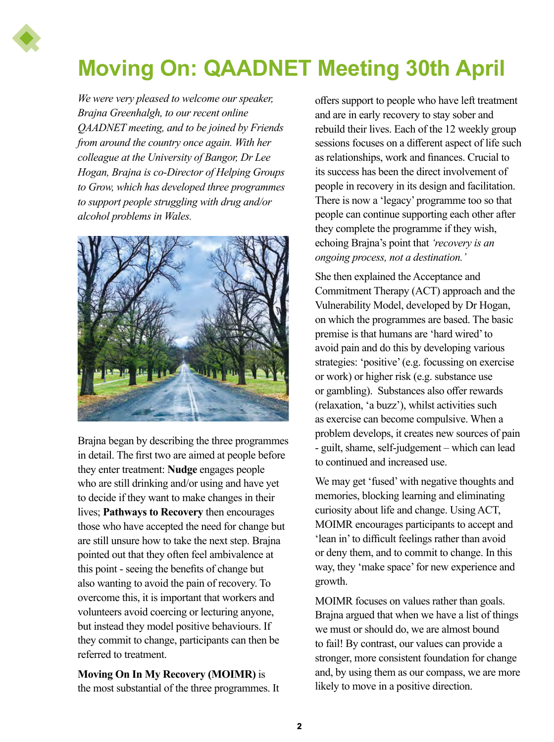# Moving On: QAADNET Meeting 30th April

*We were very pleased to welcome our speaker, Brajna Greenhalgh, to our recent online QAADNET meeting, and to be joined by Friends from around the country once again. With her colleague at the University of Bangor, Dr Lee Hogan, Brajna is co-Director of Helping Groups to Grow, which has developed three programmes to support people struggling with drug and/or alcohol problems in Wales.*

Brajna began by describing the three programmes in detail. The first two are aimed at people before they enter treatment: **Nudge** engages people who are still drinking and/or using and have yet to decide if they want to make changes in their lives; **Pathways to Recovery** then encourages those who have accepted the need for change but are still unsure how to take the next step. Brajna pointed out that they often feel ambivalence at this point - seeing the benefits of change but also wanting to avoid the pain of recovery. To overcome this, it is important that workers and volunteers avoid coercing or lecturing anyone, but instead they model positive behaviours. If they commit to change, participants can then be referred to treatment.

**Moving On In My Recovery (MOIMR)** is the most substantial of the three programmes. It offers support to people who have left treatment and are in early recovery to stay sober and rebuild their lives. Each of the 12 weekly group sessions focuses on a different aspect of life such as relationships, work and finances. Crucial to its success has been the direct involvement of people in recovery in its design and facilitation. There is now a 'legacy' programme too so that people can continue supporting each other after they complete the programme if they wish, echoing Brajna's point that *'recovery is an ongoing process, not a destination.'*

She then explained the Acceptance and Commitment Therapy (ACT) approach and the Vulnerability Model, developed by Dr Hogan, on which the programmes are based. The basic premise is that humans are 'hard wired' to avoid pain and do this by developing various strategies: 'positive' (e.g. focussing on exercise or work) or higher risk (e.g. substance use or gambling). Substances also offer rewards (relaxation, 'a buzz'), whilst activities such as exercise can become compulsive. When a problem develops, it creates new sources of pain - guilt, shame, self-judgement – which can lead to continued and increased use.

We may get 'fused' with negative thoughts and memories, blocking learning and eliminating curiosity about life and change. Using ACT, MOIMR encourages participants to accept and 'lean in' to difficult feelings rather than avoid or deny them, and to commit to change. In this way, they 'make space' for new experience and growth.

MOIMR focuses on values rather than goals. Brajna argued that when we have a list of things we must or should do, we are almost bound to fail! By contrast, our values can provide a stronger, more consistent foundation for change and, by using them as our compass, we are more likely to move in a positive direction.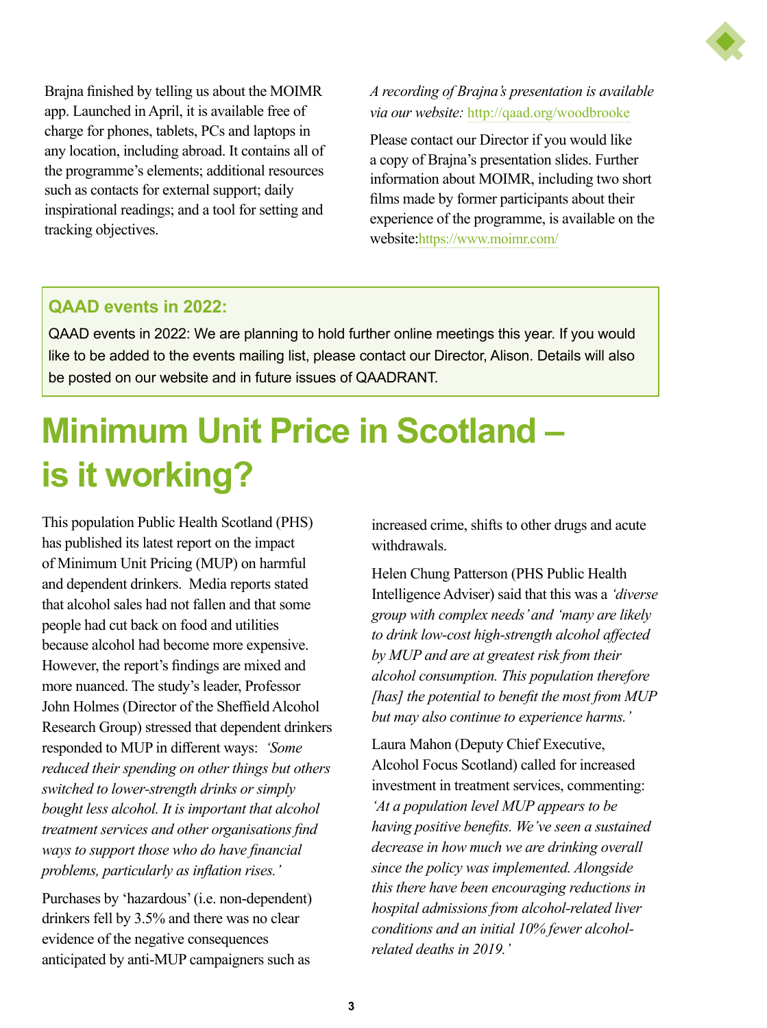Brajna finished by telling us about the MOIMR app. Launched in April, it is available free of charge for phones, tablets, PCs and laptops in any location, including abroad. It contains all of the programme's elements; additional resources such as contacts for external support; daily inspirational readings; and a tool for setting and tracking objectives.

*A recording of Brajna's presentation is available via our website:* http://qaad.org/woodbrooke

Please contact our Director if you would like a copy of Brajna's presentation slides. Further information about MOIMR, including two short films made by former participants about their experience of the programme, is available on the website:https://www.moimr.com/

> **QAAD events in 2022:**
>
> QAAD events in 2022: We are planning to hold further online meetings this year. If you would like to be added to the events mailing list, please contact our Director, Alison. Details will also be posted on our website and in future issues of QAADRANT.

# Minimum Unit Price in Scotland – is it working?

This population Public Health Scotland (PHS) has published its latest report on the impact of Minimum Unit Pricing (MUP) on harmful and dependent drinkers. Media reports stated that alcohol sales had not fallen and that some people had cut back on food and utilities because alcohol had become more expensive. However, the report's findings are mixed and more nuanced. The study's leader, Professor John Holmes (Director of the Sheffield Alcohol Research Group) stressed that dependent drinkers responded to MUP in different ways: *'Some reduced their spending on other things but others switched to lower-strength drinks or simply bought less alcohol. It is important that alcohol treatment services and other organisations find ways to support those who do have financial problems, particularly as inflation rises.'*

Purchases by 'hazardous' (i.e. non-dependent) drinkers fell by 3.5% and there was no clear evidence of the negative consequences anticipated by anti-MUP campaigners such as increased crime, shifts to other drugs and acute withdrawals.

Helen Chung Patterson (PHS Public Health Intelligence Adviser) said that this was a *'diverse group with complex needs'* and *'many are likely to drink low-cost high-strength alcohol affected by MUP and are at greatest risk from their alcohol consumption. This population therefore [has] the potential to benefit the most from MUP but may also continue to experience harms.'*

Laura Mahon (Deputy Chief Executive, Alcohol Focus Scotland) called for increased investment in treatment services, commenting: *'At a population level MUP appears to be having positive benefits. We've seen a sustained decrease in how much we are drinking overall since the policy was implemented. Alongside this there have been encouraging reductions in hospital admissions from alcohol-related liver conditions and an initial 10% fewer alcohol-related deaths in 2019.'*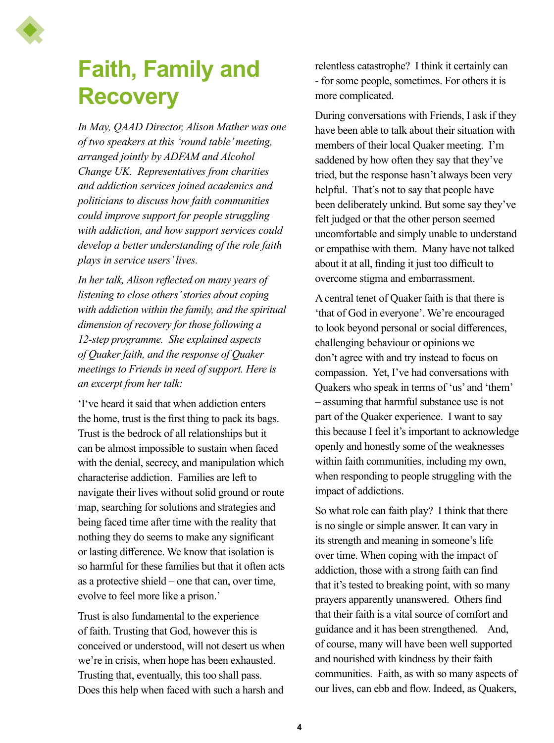# Faith, Family and Recovery

*In May, QAAD Director, Alison Mather was one of two speakers at this 'round table' meeting, arranged jointly by ADFAM and Alcohol Change UK. Representatives from charities and addiction services joined academics and politicians to discuss how faith communities could improve support for people struggling with addiction, and how support services could develop a better understanding of the role faith plays in service users' lives.*

*In her talk, Alison reflected on many years of listening to close others' stories about coping with addiction within the family, and the spiritual dimension of recovery for those following a 12-step programme. She explained aspects of Quaker faith, and the response of Quaker meetings to Friends in need of support. Here is an excerpt from her talk:*

'I've heard it said that when addiction enters the home, trust is the first thing to pack its bags. Trust is the bedrock of all relationships but it can be almost impossible to sustain when faced with the denial, secrecy, and manipulation which characterise addiction. Families are left to navigate their lives without solid ground or route map, searching for solutions and strategies and being faced time after time with the reality that nothing they do seems to make any significant or lasting difference. We know that isolation is so harmful for these families but that it often acts as a protective shield – one that can, over time, evolve to feel more like a prison.'

Trust is also fundamental to the experience of faith. Trusting that God, however this is conceived or understood, will not desert us when we're in crisis, when hope has been exhausted. Trusting that, eventually, this too shall pass. Does this help when faced with such a harsh and relentless catastrophe? I think it certainly can - for some people, sometimes. For others it is more complicated.

During conversations with Friends, I ask if they have been able to talk about their situation with members of their local Quaker meeting. I'm saddened by how often they say that they've tried, but the response hasn't always been very helpful. That's not to say that people have been deliberately unkind. But some say they've felt judged or that the other person seemed uncomfortable and simply unable to understand or empathise with them. Many have not talked about it at all, finding it just too difficult to overcome stigma and embarrassment.

A central tenet of Quaker faith is that there is 'that of God in everyone'. We're encouraged to look beyond personal or social differences, challenging behaviour or opinions we don't agree with and try instead to focus on compassion. Yet, I've had conversations with Quakers who speak in terms of 'us' and 'them' – assuming that harmful substance use is not part of the Quaker experience. I want to say this because I feel it's important to acknowledge openly and honestly some of the weaknesses within faith communities, including my own, when responding to people struggling with the impact of addictions.

So what role can faith play? I think that there is no single or simple answer. It can vary in its strength and meaning in someone's life over time. When coping with the impact of addiction, those with a strong faith can find that it's tested to breaking point, with so many prayers apparently unanswered. Others find that their faith is a vital source of comfort and guidance and it has been strengthened. And, of course, many will have been well supported and nourished with kindness by their faith communities. Faith, as with so many aspects of our lives, can ebb and flow. Indeed, as Quakers,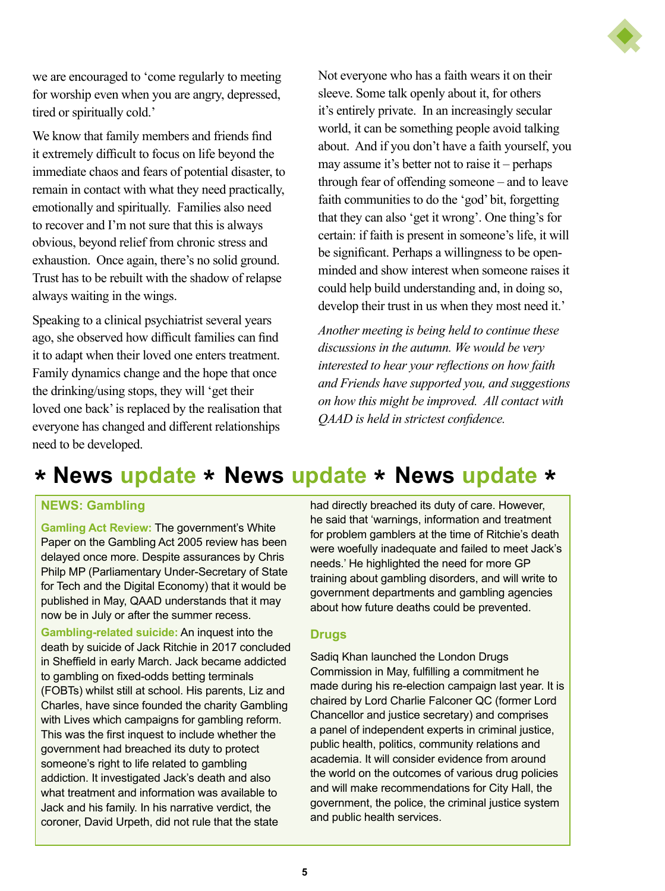we are encouraged to 'come regularly to meeting for worship even when you are angry, depressed, tired or spiritually cold.'

We know that family members and friends find it extremely difficult to focus on life beyond the immediate chaos and fears of potential disaster, to remain in contact with what they need practically, emotionally and spiritually. Families also need to recover and I'm not sure that this is always obvious, beyond relief from chronic stress and exhaustion. Once again, there's no solid ground. Trust has to be rebuilt with the shadow of relapse always waiting in the wings.

Speaking to a clinical psychiatrist several years ago, she observed how difficult families can find it to adapt when their loved one enters treatment. Family dynamics change and the hope that once the drinking/using stops, they will 'get their loved one back' is replaced by the realisation that everyone has changed and different relationships need to be developed.

Not everyone who has a faith wears it on their sleeve. Some talk openly about it, for others it's entirely private. In an increasingly secular world, it can be something people avoid talking about. And if you don't have a faith yourself, you may assume it's better not to raise it – perhaps through fear of offending someone – and to leave faith communities to do the 'god' bit, forgetting that they can also 'get it wrong'. One thing's for certain: if faith is present in someone's life, it will be significant. Perhaps a willingness to be open-minded and show interest when someone raises it could help build understanding and, in doing so, develop their trust in us when they most need it.'

*Another meeting is being held to continue these discussions in the autumn. We would be very interested to hear your reflections on how faith and Friends have supported you, and suggestions on how this might be improved. All contact with QAAD is held in strictest confidence.*

## * News update * News update * News update *

### NEWS: Gambling

**Gamling Act Review:** The government's White Paper on the Gambling Act 2005 review has been delayed once more. Despite assurances by Chris Philp MP (Parliamentary Under-Secretary of State for Tech and the Digital Economy) that it would be published in May, QAAD understands that it may now be in July or after the summer recess.

**Gambling-related suicide:** An inquest into the death by suicide of Jack Ritchie in 2017 concluded in Sheffield in early March. Jack became addicted to gambling on fixed-odds betting terminals (FOBTs) whilst still at school. His parents, Liz and Charles, have since founded the charity Gambling with Lives which campaigns for gambling reform. This was the first inquest to include whether the government had breached its duty to protect someone's right to life related to gambling addiction. It investigated Jack's death and also what treatment and information was available to Jack and his family. In his narrative verdict, the coroner, David Urpeth, did not rule that the state had directly breached its duty of care. However, he said that 'warnings, information and treatment for problem gamblers at the time of Ritchie's death were woefully inadequate and failed to meet Jack's needs.' He highlighted the need for more GP training about gambling disorders, and will write to government departments and gambling agencies about how future deaths could be prevented.

### Drugs

Sadiq Khan launched the London Drugs Commission in May, fulfilling a commitment he made during his re-election campaign last year. It is chaired by Lord Charlie Falconer QC (former Lord Chancellor and justice secretary) and comprises a panel of independent experts in criminal justice, public health, politics, community relations and academia. It will consider evidence from around the world on the outcomes of various drug policies and will make recommendations for City Hall, the government, the police, the criminal justice system and public health services.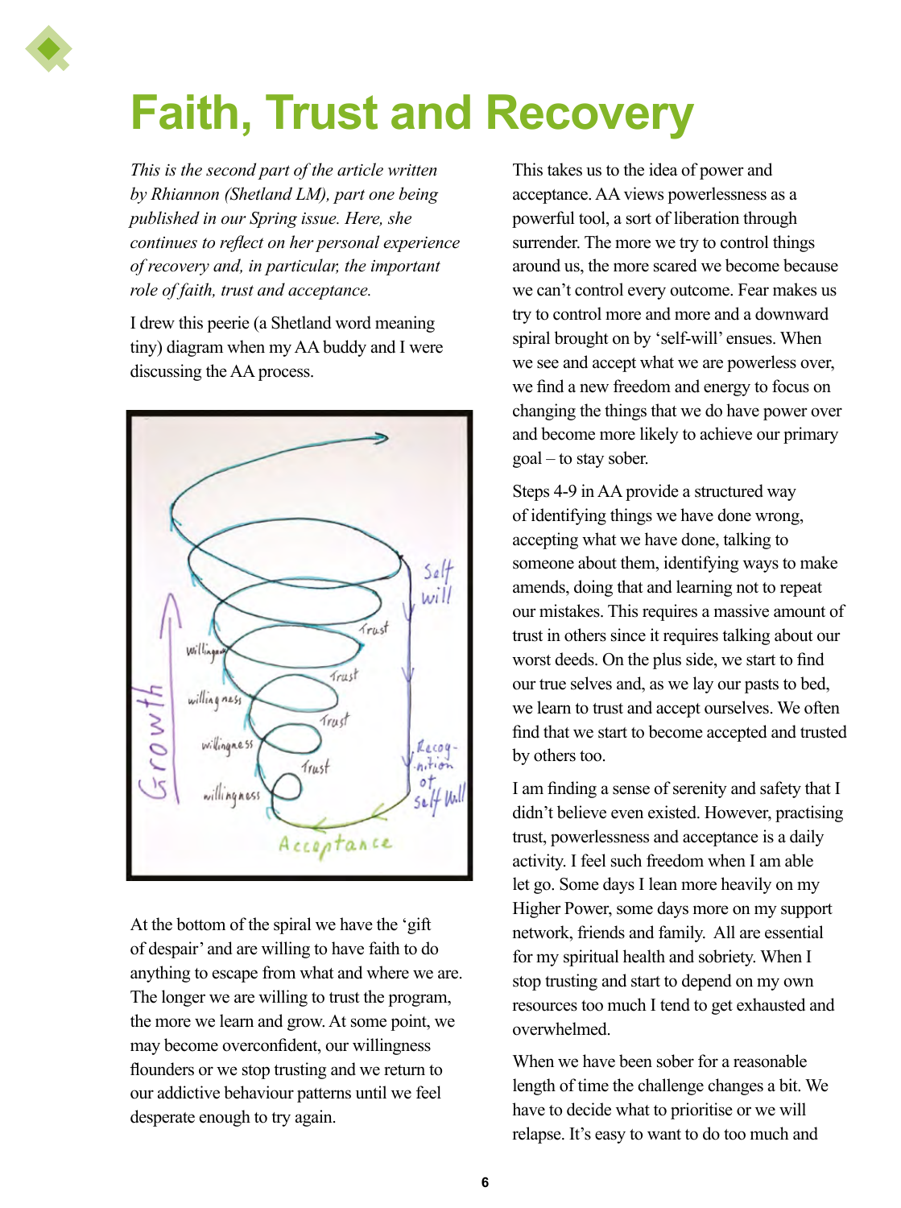# Faith, Trust and Recovery

*This is the second part of the article written by Rhiannon (Shetland LM), part one being published in our Spring issue. Here, she continues to reflect on her personal experience of recovery and, in particular, the important role of faith, trust and acceptance.*

I drew this peerie (a Shetland word meaning tiny) diagram when my AA buddy and I were discussing the AA process.

At the bottom of the spiral we have the 'gift of despair' and are willing to have faith to do anything to escape from what and where we are. The longer we are willing to trust the program, the more we learn and grow. At some point, we may become overconfident, our willingness flounders or we stop trusting and we return to our addictive behaviour patterns until we feel desperate enough to try again.

This takes us to the idea of power and acceptance. AA views powerlessness as a powerful tool, a sort of liberation through surrender. The more we try to control things around us, the more scared we become because we can't control every outcome. Fear makes us try to control more and more and a downward spiral brought on by 'self-will' ensues. When we see and accept what we are powerless over, we find a new freedom and energy to focus on changing the things that we do have power over and become more likely to achieve our primary goal – to stay sober.

Steps 4-9 in AA provide a structured way of identifying things we have done wrong, accepting what we have done, talking to someone about them, identifying ways to make amends, doing that and learning not to repeat our mistakes. This requires a massive amount of trust in others since it requires talking about our worst deeds. On the plus side, we start to find our true selves and, as we lay our pasts to bed, we learn to trust and accept ourselves. We often find that we start to become accepted and trusted by others too.

I am finding a sense of serenity and safety that I didn't believe even existed. However, practising trust, powerlessness and acceptance is a daily activity. I feel such freedom when I am able let go. Some days I lean more heavily on my Higher Power, some days more on my support network, friends and family. All are essential for my spiritual health and sobriety. When I stop trusting and start to depend on my own resources too much I tend to get exhausted and overwhelmed.

When we have been sober for a reasonable length of time the challenge changes a bit. We have to decide what to prioritise or we will relapse. It's easy to want to do too much and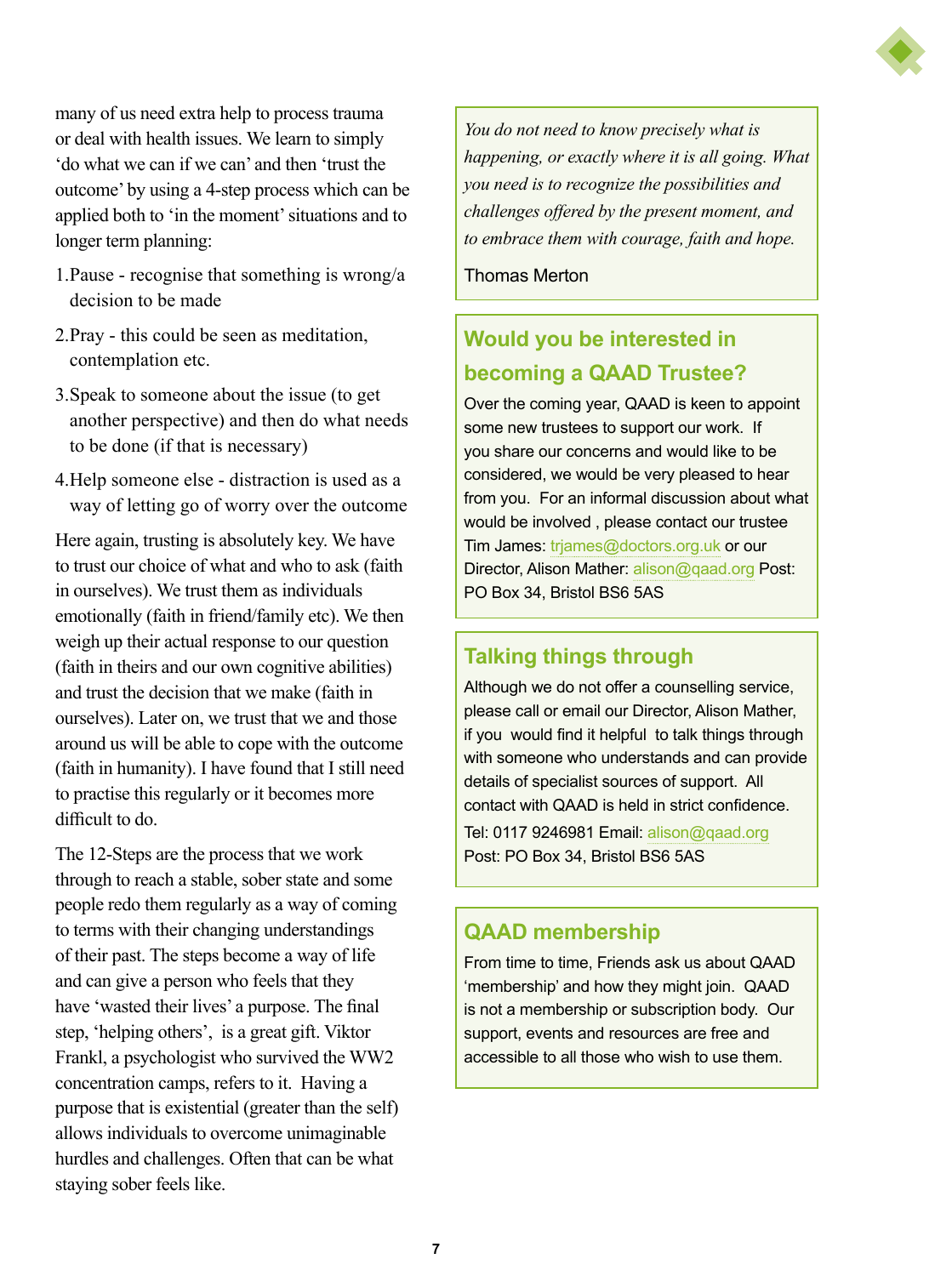many of us need extra help to process trauma or deal with health issues. We learn to simply 'do what we can if we can' and then 'trust the outcome' by using a 4-step process which can be applied both to 'in the moment' situations and to longer term planning:

1. Pause - recognise that something is wrong/a decision to be made
2. Pray - this could be seen as meditation, contemplation etc.
3. Speak to someone about the issue (to get another perspective) and then do what needs to be done (if that is necessary)
4. Help someone else - distraction is used as a way of letting go of worry over the outcome

Here again, trusting is absolutely key. We have to trust our choice of what and who to ask (faith in ourselves). We trust them as individuals emotionally (faith in friend/family etc). We then weigh up their actual response to our question (faith in theirs and our own cognitive abilities) and trust the decision that we make (faith in ourselves). Later on, we trust that we and those around us will be able to cope with the outcome (faith in humanity). I have found that I still need to practise this regularly or it becomes more difficult to do.

The 12-Steps are the process that we work through to reach a stable, sober state and some people redo them regularly as a way of coming to terms with their changing understandings of their past. The steps become a way of life and can give a person who feels that they have 'wasted their lives' a purpose. The final step, 'helping others', is a great gift. Viktor Frankl, a psychologist who survived the WW2 concentration camps, refers to it. Having a purpose that is existential (greater than the self) allows individuals to overcome unimaginable hurdles and challenges. Often that can be what staying sober feels like.

> *You do not need to know precisely what is happening, or exactly where it is all going. What you need is to recognize the possibilities and challenges offered by the present moment, and to embrace them with courage, faith and hope.*
>
> Thomas Merton

## Would you be interested in becoming a QAAD Trustee?

Over the coming year, QAAD is keen to appoint some new trustees to support our work. If you share our concerns and would like to be considered, we would be very pleased to hear from you. For an informal discussion about what would be involved , please contact our trustee Tim James: trjames@doctors.org.uk or our Director, Alison Mather: alison@qaad.org Post: PO Box 34, Bristol BS6 5AS

## Talking things through

Although we do not offer a counselling service, please call or email our Director, Alison Mather, if you would find it helpful to talk things through with someone who understands and can provide details of specialist sources of support. All contact with QAAD is held in strict confidence.

Tel: 0117 9246981 Email: alison@qaad.org
Post: PO Box 34, Bristol BS6 5AS

## QAAD membership

From time to time, Friends ask us about QAAD 'membership' and how they might join. QAAD is not a membership or subscription body. Our support, events and resources are free and accessible to all those who wish to use them.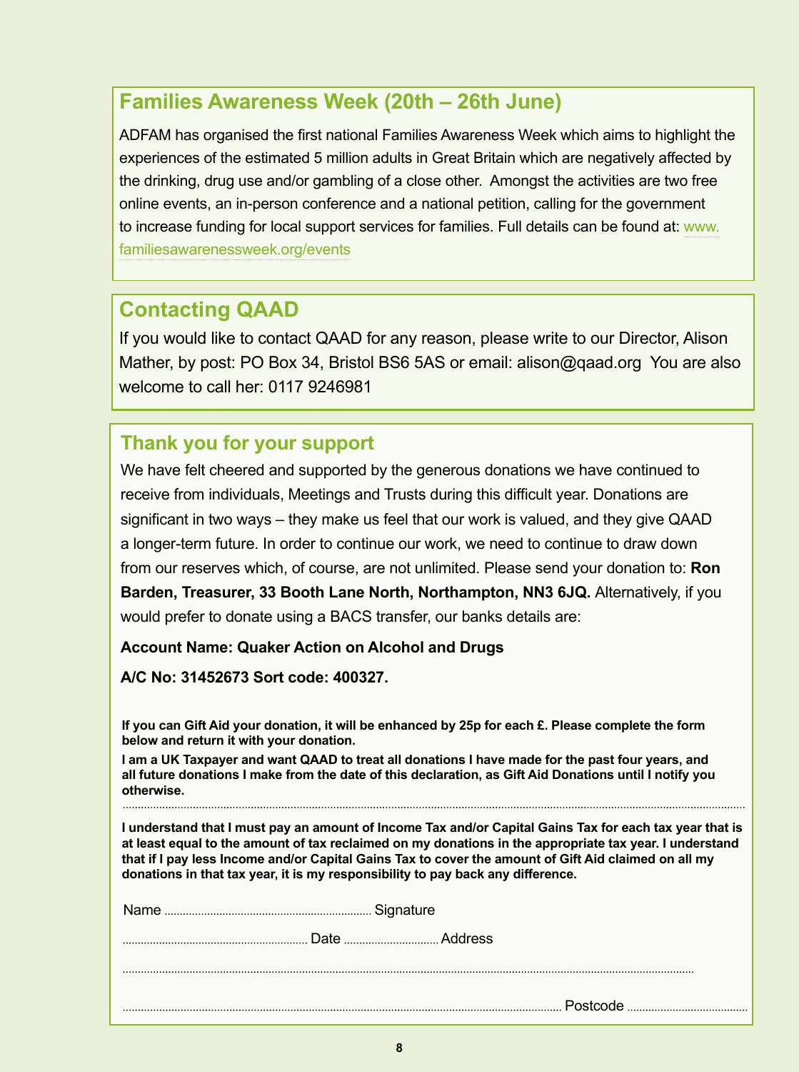## Families Awareness Week (20th – 26th June)

ADFAM has organised the first national Families Awareness Week which aims to highlight the experiences of the estimated 5 million adults in Great Britain which are negatively affected by the drinking, drug use and/or gambling of a close other. Amongst the activities are two free online events, an in-person conference and a national petition, calling for the government to increase funding for local support services for families. Full details can be found at: www.familiesawarenessweek.org/events

## Contacting QAAD

If you would like to contact QAAD for any reason, please write to our Director, Alison Mather, by post: PO Box 34, Bristol BS6 5AS or email: alison@qaad.org You are also welcome to call her: 0117 9246981

## Thank you for your support

We have felt cheered and supported by the generous donations we have continued to receive from individuals, Meetings and Trusts during this difficult year. Donations are significant in two ways – they make us feel that our work is valued, and they give QAAD a longer-term future. In order to continue our work, we need to continue to draw down from our reserves which, of course, are not unlimited. Please send your donation to: **Ron Barden, Treasurer, 33 Booth Lane North, Northampton, NN3 6JQ.** Alternatively, if you would prefer to donate using a BACS transfer, our banks details are:

**Account Name: Quaker Action on Alcohol and Drugs**

**A/C No: 31452673 Sort code: 400327.**

**If you can Gift Aid your donation, it will be enhanced by 25p for each £. Please complete the form below and return it with your donation.**

**I am a UK Taxpayer and want QAAD to treat all donations I have made for the past four years, and all future donations I make from the date of this declaration, as Gift Aid Donations until I notify you otherwise.**

..........................................................................................................................................................................

**I understand that I must pay an amount of Income Tax and/or Capital Gains Tax for each tax year that is at least equal to the amount of tax reclaimed on my donations in the appropriate tax year. I understand that if I pay less Income and/or Capital Gains Tax to cover the amount of Gift Aid claimed on all my donations in that tax year, it is my responsibility to pay back any difference.**

Name .................................................................. Signature

........................................................... Date .............................. Address

..........................................................................................................................................................................

.................................................................................................................................... Postcode ...................................